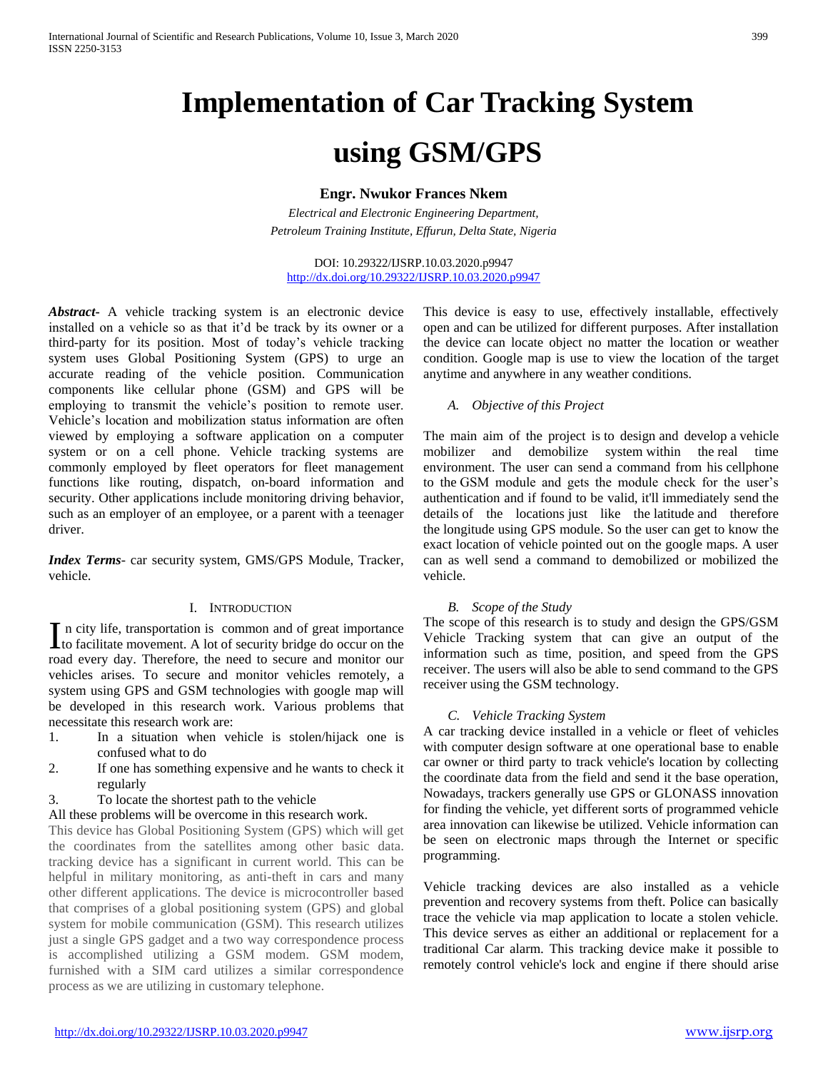# Implementation of Car Tracking System using GSM/GPS

**Engr. Nwukor Frances Nkem**

*Electrical and Electronic Engineering Department,*
*Petroleum Training Institute, Effurun, Delta State, Nigeria*

DOI: 10.29322/IJSRP.10.03.2020.p9947
http://dx.doi.org/10.29322/IJSRP.10.03.2020.p9947

***Abstract*-** A vehicle tracking system is an electronic device installed on a vehicle so as that it'd be track by its owner or a third-party for its position. Most of today's vehicle tracking system uses Global Positioning System (GPS) to urge an accurate reading of the vehicle position. Communication components like cellular phone (GSM) and GPS will be employing to transmit the vehicle's position to remote user. Vehicle's location and mobilization status information are often viewed by employing a software application on a computer system or on a cell phone. Vehicle tracking systems are commonly employed by fleet operators for fleet management functions like routing, dispatch, on-board information and security. Other applications include monitoring driving behavior, such as an employer of an employee, or a parent with a teenager driver.

***Index Terms*-** car security system, GMS/GPS Module, Tracker, vehicle.

## I. Introduction

In city life, transportation is common and of great importance to facilitate movement. A lot of security bridge do occur on the road every day. Therefore, the need to secure and monitor our vehicles arises. To secure and monitor vehicles remotely, a system using GPS and GSM technologies with google map will be developed in this research work. Various problems that necessitate this research work are:

1. In a situation when vehicle is stolen/hijack one is confused what to do
2. If one has something expensive and he wants to check it regularly
3. To locate the shortest path to the vehicle

All these problems will be overcome in this research work.

This device has Global Positioning System (GPS) which will get the coordinates from the satellites among other basic data. tracking device has a significant in current world. This can be helpful in military monitoring, as anti-theft in cars and many other different applications. The device is microcontroller based that comprises of a global positioning system (GPS) and global system for mobile communication (GSM). This research utilizes just a single GPS gadget and a two way correspondence process is accomplished utilizing a GSM modem. GSM modem, furnished with a SIM card utilizes a similar correspondence process as we are utilizing in customary telephone.

This device is easy to use, effectively installable, effectively open and can be utilized for different purposes. After installation the device can locate object no matter the location or weather condition. Google map is use to view the location of the target anytime and anywhere in any weather conditions.

### *A. Objective of this Project*

The main aim of the project is to design and develop a vehicle mobilizer and demobilize system within the real time environment. The user can send a command from his cellphone to the GSM module and gets the module check for the user's authentication and if found to be valid, it'll immediately send the details of the locations just like the latitude and therefore the longitude using GPS module. So the user can get to know the exact location of vehicle pointed out on the google maps. A user can as well send a command to demobilized or mobilized the vehicle.

### *B. Scope of the Study*

The scope of this research is to study and design the GPS/GSM Vehicle Tracking system that can give an output of the information such as time, position, and speed from the GPS receiver. The users will also be able to send command to the GPS receiver using the GSM technology.

### *C. Vehicle Tracking System*

A car tracking device installed in a vehicle or fleet of vehicles with computer design software at one operational base to enable car owner or third party to track vehicle's location by collecting the coordinate data from the field and send it the base operation, Nowadays, trackers generally use GPS or GLONASS innovation for finding the vehicle, yet different sorts of programmed vehicle area innovation can likewise be utilized. Vehicle information can be seen on electronic maps through the Internet or specific programming.

Vehicle tracking devices are also installed as a vehicle prevention and recovery systems from theft. Police can basically trace the vehicle via map application to locate a stolen vehicle. This device serves as either an additional or replacement for a traditional Car alarm. This tracking device make it possible to remotely control vehicle's lock and engine if there should arise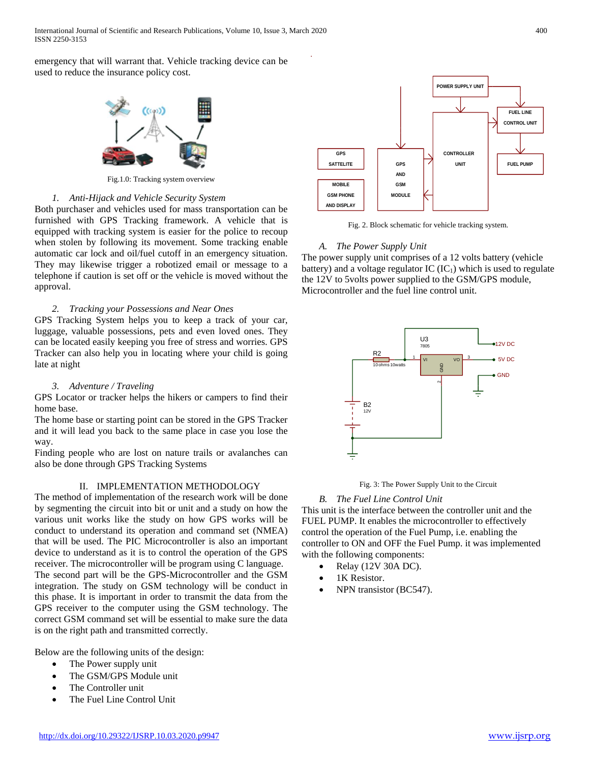emergency that will warrant that. Vehicle tracking device can be used to reduce the insurance policy cost.

Fig.1.0: Tracking system overview

*1. Anti-Hijack and Vehicle Security System*

Both purchaser and vehicles used for mass transportation can be furnished with GPS Tracking framework. A vehicle that is equipped with tracking system is easier for the police to recoup when stolen by following its movement. Some tracking enable automatic car lock and oil/fuel cutoff in an emergency situation. They may likewise trigger a robotized email or message to a telephone if caution is set off or the vehicle is moved without the approval.

*2. Tracking your Possessions and Near Ones*

GPS Tracking System helps you to keep a track of your car, luggage, valuable possessions, pets and even loved ones. They can be located easily keeping you free of stress and worries. GPS Tracker can also help you in locating where your child is going late at night

*3. Adventure / Traveling*

GPS Locator or tracker helps the hikers or campers to find their home base.

The home base or starting point can be stored in the GPS Tracker and it will lead you back to the same place in case you lose the way.

Finding people who are lost on nature trails or avalanches can also be done through GPS Tracking Systems

## II. IMPLEMENTATION METHODOLOGY

The method of implementation of the research work will be done by segmenting the circuit into bit or unit and a study on how the various unit works like the study on how GPS works will be conduct to understand its operation and command set (NMEA) that will be used. The PIC Microcontroller is also an important device to understand as it is to control the operation of the GPS receiver. The microcontroller will be program using C language.

The second part will be the GPS-Microcontroller and the GSM integration. The study on GSM technology will be conduct in this phase. It is important in order to transmit the data from the GPS receiver to the computer using the GSM technology. The correct GSM command set will be essential to make sure the data is on the right path and transmitted correctly.

Below are the following units of the design:

- The Power supply unit
- The GSM/GPS Module unit
- The Controller unit
- The Fuel Line Control Unit

Fig. 2. Block schematic for vehicle tracking system.

*A. The Power Supply Unit*

The power supply unit comprises of a 12 volts battery (vehicle battery) and a voltage regulator IC ($IC_1$) which is used to regulate the 12V to 5volts power supplied to the GSM/GPS module, Microcontroller and the fuel line control unit.

Fig. 3: The Power Supply Unit to the Circuit

*B. The Fuel Line Control Unit*

This unit is the interface between the controller unit and the FUEL PUMP. It enables the microcontroller to effectively control the operation of the Fuel Pump, i.e. enabling the controller to ON and OFF the Fuel Pump. it was implemented with the following components:

- Relay (12V 30A DC).
- 1K Resistor.
- NPN transistor (BC547).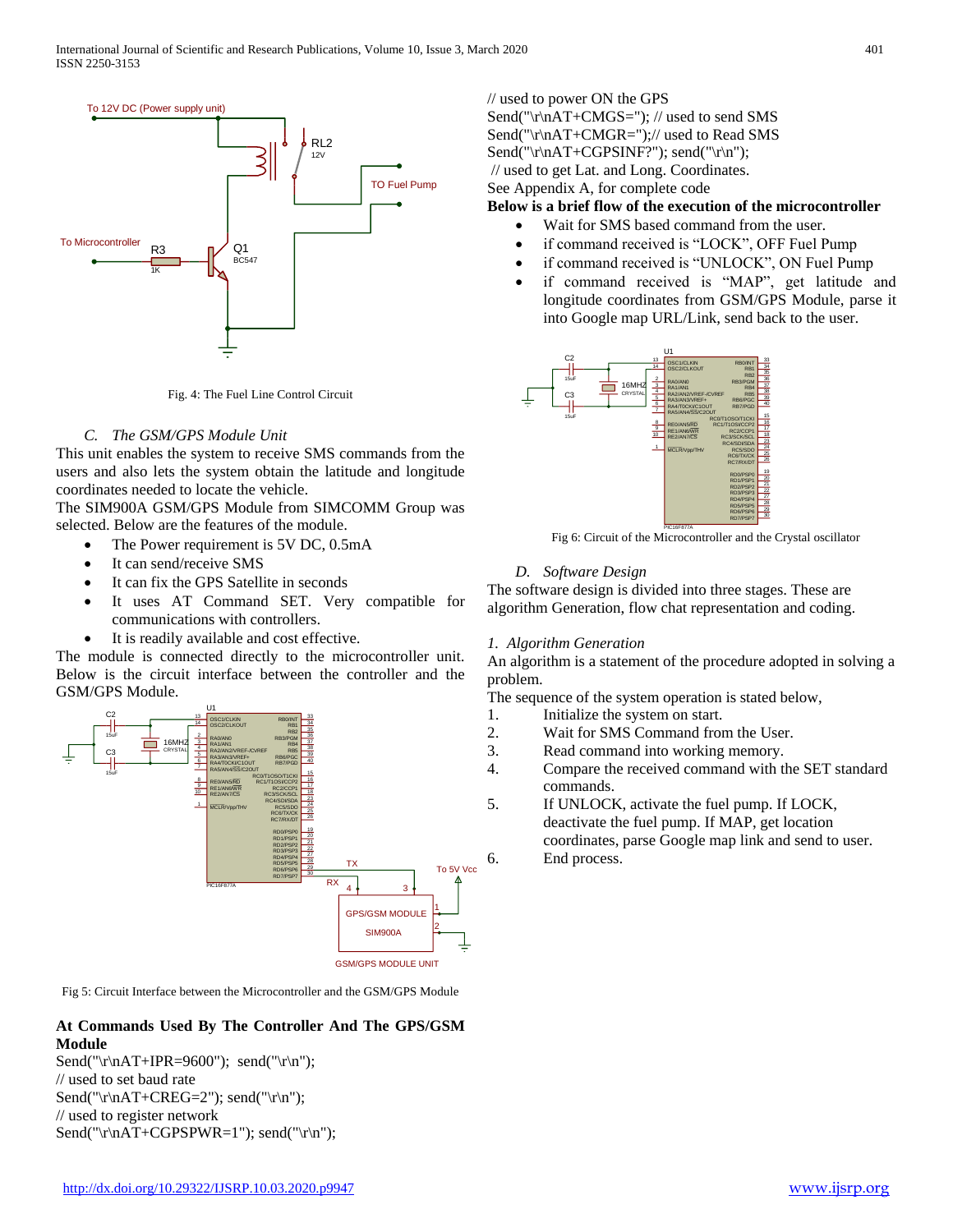Fig. 4: The Fuel Line Control Circuit

### C. *The GSM/GPS Module Unit*

This unit enables the system to receive SMS commands from the users and also lets the system obtain the latitude and longitude coordinates needed to locate the vehicle.

The SIM900A GSM/GPS Module from SIMCOMM Group was selected. Below are the features of the module.

- The Power requirement is 5V DC, 0.5mA
- It can send/receive SMS
- It can fix the GPS Satellite in seconds
- It uses AT Command SET. Very compatible for communications with controllers.
- It is readily available and cost effective.

The module is connected directly to the microcontroller unit. Below is the circuit interface between the controller and the GSM/GPS Module.

Fig 5: Circuit Interface between the Microcontroller and the GSM/GPS Module

**At Commands Used By The Controller And The GPS/GSM Module**

```
Send("\r\nAT+IPR=9600"); send("\r\n");
// used to set baud rate
Send("\r\nAT+CREG=2"); send("\r\n");
// used to register network
Send("\r\nAT+CGPSPWR=1"); send("\r\n");
// used to power ON the GPS
Send("\r\nAT+CMGS="); // used to send SMS
Send("\r\nAT+CMGR=");// used to Read SMS
Send("\r\nAT+CGPSINF?"); send("\r\n");
 // used to get Lat. and Long. Coordinates.
```

See Appendix A, for complete code

**Below is a brief flow of the execution of the microcontroller**

- Wait for SMS based command from the user.
- if command received is "LOCK", OFF Fuel Pump
- if command received is "UNLOCK", ON Fuel Pump
- if command received is "MAP", get latitude and longitude coordinates from GSM/GPS Module, parse it into Google map URL/Link, send back to the user.

Fig 6: Circuit of the Microcontroller and the Crystal oscillator

### D. *Software Design*

The software design is divided into three stages. These are algorithm Generation, flow chat representation and coding.

*1. Algorithm Generation*

An algorithm is a statement of the procedure adopted in solving a problem.

The sequence of the system operation is stated below,

1. Initialize the system on start.
2. Wait for SMS Command from the User.
3. Read command into working memory.
4. Compare the received command with the SET standard commands.
5. If UNLOCK, activate the fuel pump. If LOCK, deactivate the fuel pump. If MAP, get location coordinates, parse Google map link and send to user.
6. End process.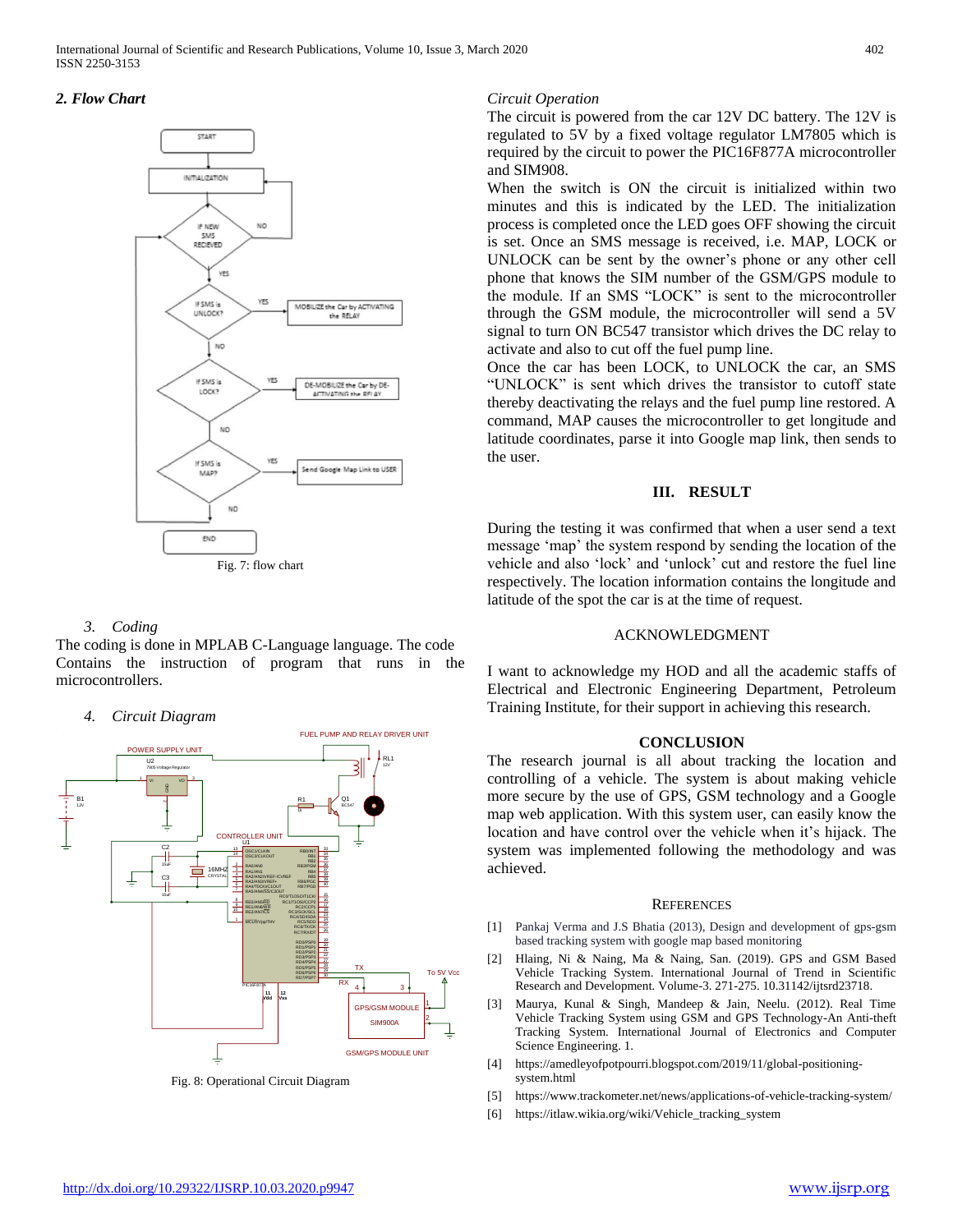### *2. Flow Chart*

Fig. 7: flow chart

*3. Coding*

The coding is done in MPLAB C-Language language. The code Contains the instruction of program that runs in the microcontrollers.

*4. Circuit Diagram*

Fig. 8: Operational Circuit Diagram

*Circuit Operation*

The circuit is powered from the car 12V DC battery. The 12V is regulated to 5V by a fixed voltage regulator LM7805 which is required by the circuit to power the PIC16F877A microcontroller and SIM908.

When the switch is ON the circuit is initialized within two minutes and this is indicated by the LED. The initialization process is completed once the LED goes OFF showing the circuit is set. Once an SMS message is received, i.e. MAP, LOCK or UNLOCK can be sent by the owner's phone or any other cell phone that knows the SIM number of the GSM/GPS module to the module. If an SMS "LOCK" is sent to the microcontroller through the GSM module, the microcontroller will send a 5V signal to turn ON BC547 transistor which drives the DC relay to activate and also to cut off the fuel pump line.

Once the car has been LOCK, to UNLOCK the car, an SMS "UNLOCK" is sent which drives the transistor to cutoff state thereby deactivating the relays and the fuel pump line restored. A command, MAP causes the microcontroller to get longitude and latitude coordinates, parse it into Google map link, then sends to the user.

## III. RESULT

During the testing it was confirmed that when a user send a text message 'map' the system respond by sending the location of the vehicle and also 'lock' and 'unlock' cut and restore the fuel line respectively. The location information contains the longitude and latitude of the spot the car is at the time of request.

## ACKNOWLEDGMENT

I want to acknowledge my HOD and all the academic staffs of Electrical and Electronic Engineering Department, Petroleum Training Institute, for their support in achieving this research.

## CONCLUSION

The research journal is all about tracking the location and controlling of a vehicle. The system is about making vehicle more secure by the use of GPS, GSM technology and a Google map web application. With this system user, can easily know the location and have control over the vehicle when it's hijack. The system was implemented following the methodology and was achieved.

## REFERENCES

[1] Pankaj Verma and J.S Bhatia (2013), Design and development of gps-gsm based tracking system with google map based monitoring

[2] Hlaing, Ni & Naing, Ma & Naing, San. (2019). GPS and GSM Based Vehicle Tracking System. International Journal of Trend in Scientific Research and Development. Volume-3. 271-275. 10.31142/ijtsrd23718.

[3] Maurya, Kunal & Singh, Mandeep & Jain, Neelu. (2012). Real Time Vehicle Tracking System using GSM and GPS Technology-An Anti-theft Tracking System. International Journal of Electronics and Computer Science Engineering. 1.

[4] https://amedleyofpotpourri.blogspot.com/2019/11/global-positioning-system.html

[5] https://www.trackometer.net/news/applications-of-vehicle-tracking-system/

[6] https://itlaw.wikia.org/wiki/Vehicle_tracking_system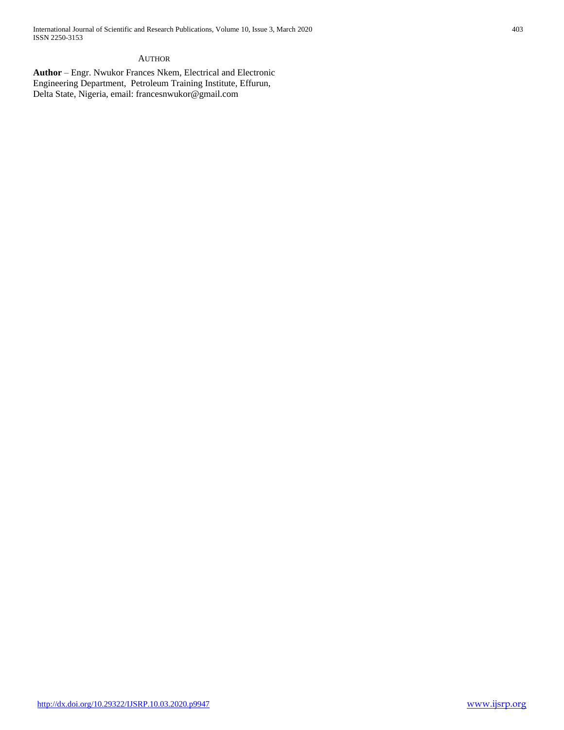## AUTHOR

**Author** – Engr. Nwukor Frances Nkem, Electrical and Electronic Engineering Department, Petroleum Training Institute, Effurun, Delta State, Nigeria, email: francesnwukor@gmail.com